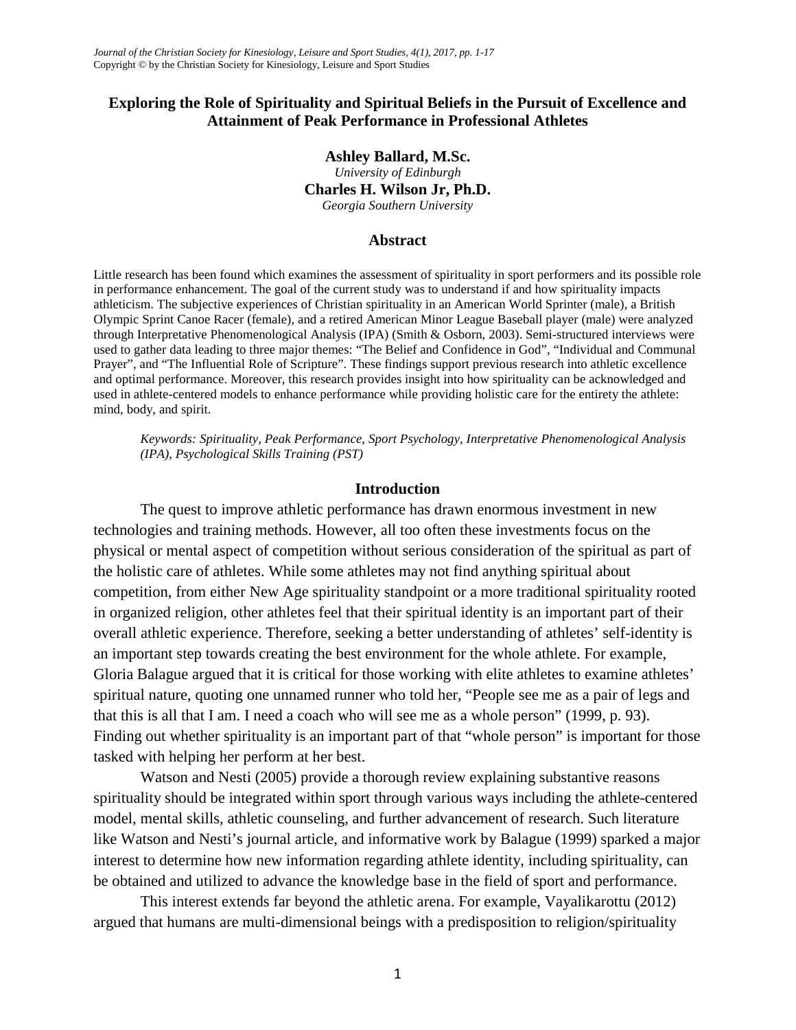# Exploring the Role of Spirituality and Spiritual Beliefs in the Pursuit of Excellence and Attainment of Peak Performance in Professional Athletes

**Ashley Ballard, M.Sc.**
*University of Edinburgh*
**Charles H. Wilson Jr, Ph.D.**
*Georgia Southern University*

## Abstract

Little research has been found which examines the assessment of spirituality in sport performers and its possible role in performance enhancement. The goal of the current study was to understand if and how spirituality impacts athleticism. The subjective experiences of Christian spirituality in an American World Sprinter (male), a British Olympic Sprint Canoe Racer (female), and a retired American Minor League Baseball player (male) were analyzed through Interpretative Phenomenological Analysis (IPA) (Smith & Osborn, 2003). Semi-structured interviews were used to gather data leading to three major themes: "The Belief and Confidence in God", "Individual and Communal Prayer", and "The Influential Role of Scripture". These findings support previous research into athletic excellence and optimal performance. Moreover, this research provides insight into how spirituality can be acknowledged and used in athlete-centered models to enhance performance while providing holistic care for the entirety the athlete: mind, body, and spirit.

*Keywords: Spirituality, Peak Performance, Sport Psychology, Interpretative Phenomenological Analysis (IPA), Psychological Skills Training (PST)*

## Introduction

The quest to improve athletic performance has drawn enormous investment in new technologies and training methods. However, all too often these investments focus on the physical or mental aspect of competition without serious consideration of the spiritual as part of the holistic care of athletes. While some athletes may not find anything spiritual about competition, from either New Age spirituality standpoint or a more traditional spirituality rooted in organized religion, other athletes feel that their spiritual identity is an important part of their overall athletic experience. Therefore, seeking a better understanding of athletes' self-identity is an important step towards creating the best environment for the whole athlete. For example, Gloria Balague argued that it is critical for those working with elite athletes to examine athletes' spiritual nature, quoting one unnamed runner who told her, "People see me as a pair of legs and that this is all that I am. I need a coach who will see me as a whole person" (1999, p. 93). Finding out whether spirituality is an important part of that "whole person" is important for those tasked with helping her perform at her best.

Watson and Nesti (2005) provide a thorough review explaining substantive reasons spirituality should be integrated within sport through various ways including the athlete-centered model, mental skills, athletic counseling, and further advancement of research. Such literature like Watson and Nesti's journal article, and informative work by Balague (1999) sparked a major interest to determine how new information regarding athlete identity, including spirituality, can be obtained and utilized to advance the knowledge base in the field of sport and performance.

This interest extends far beyond the athletic arena. For example, Vayalikarottu (2012) argued that humans are multi-dimensional beings with a predisposition to religion/spirituality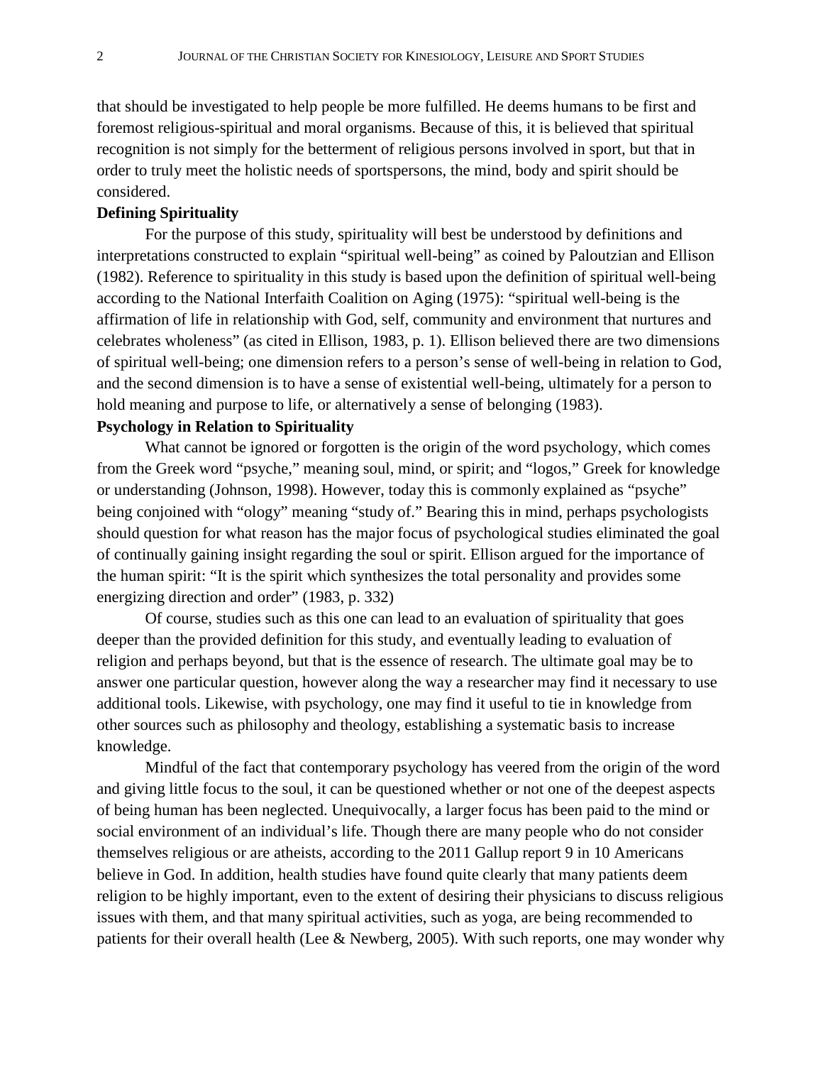that should be investigated to help people be more fulfilled. He deems humans to be first and foremost religious-spiritual and moral organisms. Because of this, it is believed that spiritual recognition is not simply for the betterment of religious persons involved in sport, but that in order to truly meet the holistic needs of sportspersons, the mind, body and spirit should be considered.

**Defining Spirituality**

For the purpose of this study, spirituality will best be understood by definitions and interpretations constructed to explain "spiritual well-being" as coined by Paloutzian and Ellison (1982). Reference to spirituality in this study is based upon the definition of spiritual well-being according to the National Interfaith Coalition on Aging (1975): "spiritual well-being is the affirmation of life in relationship with God, self, community and environment that nurtures and celebrates wholeness" (as cited in Ellison, 1983, p. 1). Ellison believed there are two dimensions of spiritual well-being; one dimension refers to a person's sense of well-being in relation to God, and the second dimension is to have a sense of existential well-being, ultimately for a person to hold meaning and purpose to life, or alternatively a sense of belonging (1983).

**Psychology in Relation to Spirituality**

What cannot be ignored or forgotten is the origin of the word psychology, which comes from the Greek word "psyche," meaning soul, mind, or spirit; and "logos," Greek for knowledge or understanding (Johnson, 1998). However, today this is commonly explained as "psyche" being conjoined with "ology" meaning "study of." Bearing this in mind, perhaps psychologists should question for what reason has the major focus of psychological studies eliminated the goal of continually gaining insight regarding the soul or spirit. Ellison argued for the importance of the human spirit: "It is the spirit which synthesizes the total personality and provides some energizing direction and order" (1983, p. 332)

Of course, studies such as this one can lead to an evaluation of spirituality that goes deeper than the provided definition for this study, and eventually leading to evaluation of religion and perhaps beyond, but that is the essence of research. The ultimate goal may be to answer one particular question, however along the way a researcher may find it necessary to use additional tools. Likewise, with psychology, one may find it useful to tie in knowledge from other sources such as philosophy and theology, establishing a systematic basis to increase knowledge.

Mindful of the fact that contemporary psychology has veered from the origin of the word and giving little focus to the soul, it can be questioned whether or not one of the deepest aspects of being human has been neglected. Unequivocally, a larger focus has been paid to the mind or social environment of an individual's life. Though there are many people who do not consider themselves religious or are atheists, according to the 2011 Gallup report 9 in 10 Americans believe in God. In addition, health studies have found quite clearly that many patients deem religion to be highly important, even to the extent of desiring their physicians to discuss religious issues with them, and that many spiritual activities, such as yoga, are being recommended to patients for their overall health (Lee & Newberg, 2005). With such reports, one may wonder why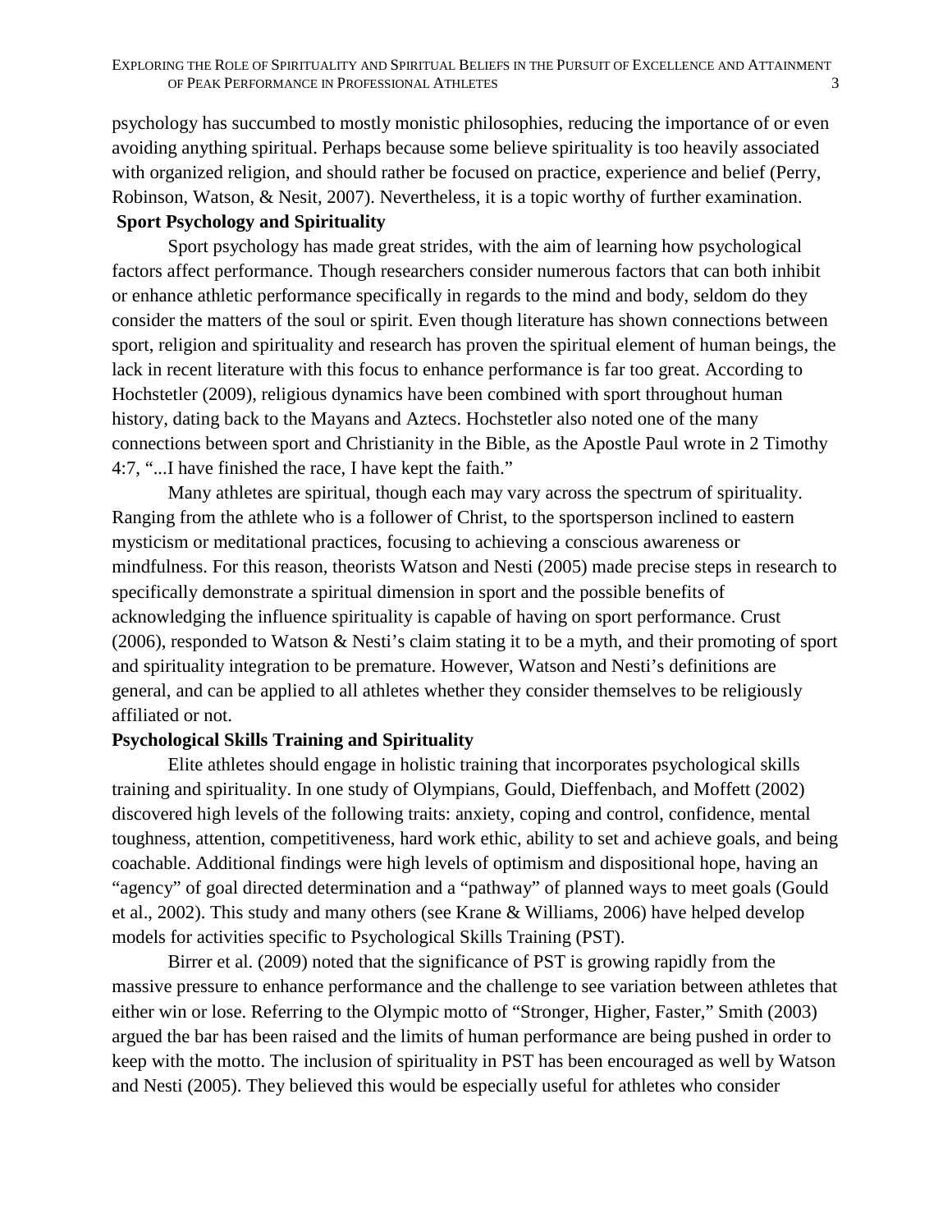psychology has succumbed to mostly monistic philosophies, reducing the importance of or even avoiding anything spiritual. Perhaps because some believe spirituality is too heavily associated with organized religion, and should rather be focused on practice, experience and belief (Perry, Robinson, Watson, & Nesit, 2007). Nevertheless, it is a topic worthy of further examination.

**Sport Psychology and Spirituality**

Sport psychology has made great strides, with the aim of learning how psychological factors affect performance. Though researchers consider numerous factors that can both inhibit or enhance athletic performance specifically in regards to the mind and body, seldom do they consider the matters of the soul or spirit. Even though literature has shown connections between sport, religion and spirituality and research has proven the spiritual element of human beings, the lack in recent literature with this focus to enhance performance is far too great. According to Hochstetler (2009), religious dynamics have been combined with sport throughout human history, dating back to the Mayans and Aztecs. Hochstetler also noted one of the many connections between sport and Christianity in the Bible, as the Apostle Paul wrote in 2 Timothy 4:7, "...I have finished the race, I have kept the faith."

Many athletes are spiritual, though each may vary across the spectrum of spirituality. Ranging from the athlete who is a follower of Christ, to the sportsperson inclined to eastern mysticism or meditational practices, focusing to achieving a conscious awareness or mindfulness. For this reason, theorists Watson and Nesti (2005) made precise steps in research to specifically demonstrate a spiritual dimension in sport and the possible benefits of acknowledging the influence spirituality is capable of having on sport performance. Crust (2006), responded to Watson & Nesti's claim stating it to be a myth, and their promoting of sport and spirituality integration to be premature. However, Watson and Nesti's definitions are general, and can be applied to all athletes whether they consider themselves to be religiously affiliated or not.

**Psychological Skills Training and Spirituality**

Elite athletes should engage in holistic training that incorporates psychological skills training and spirituality. In one study of Olympians, Gould, Dieffenbach, and Moffett (2002) discovered high levels of the following traits: anxiety, coping and control, confidence, mental toughness, attention, competitiveness, hard work ethic, ability to set and achieve goals, and being coachable. Additional findings were high levels of optimism and dispositional hope, having an "agency" of goal directed determination and a "pathway" of planned ways to meet goals (Gould et al., 2002). This study and many others (see Krane & Williams, 2006) have helped develop models for activities specific to Psychological Skills Training (PST).

Birrer et al. (2009) noted that the significance of PST is growing rapidly from the massive pressure to enhance performance and the challenge to see variation between athletes that either win or lose. Referring to the Olympic motto of "Stronger, Higher, Faster," Smith (2003) argued the bar has been raised and the limits of human performance are being pushed in order to keep with the motto. The inclusion of spirituality in PST has been encouraged as well by Watson and Nesti (2005). They believed this would be especially useful for athletes who consider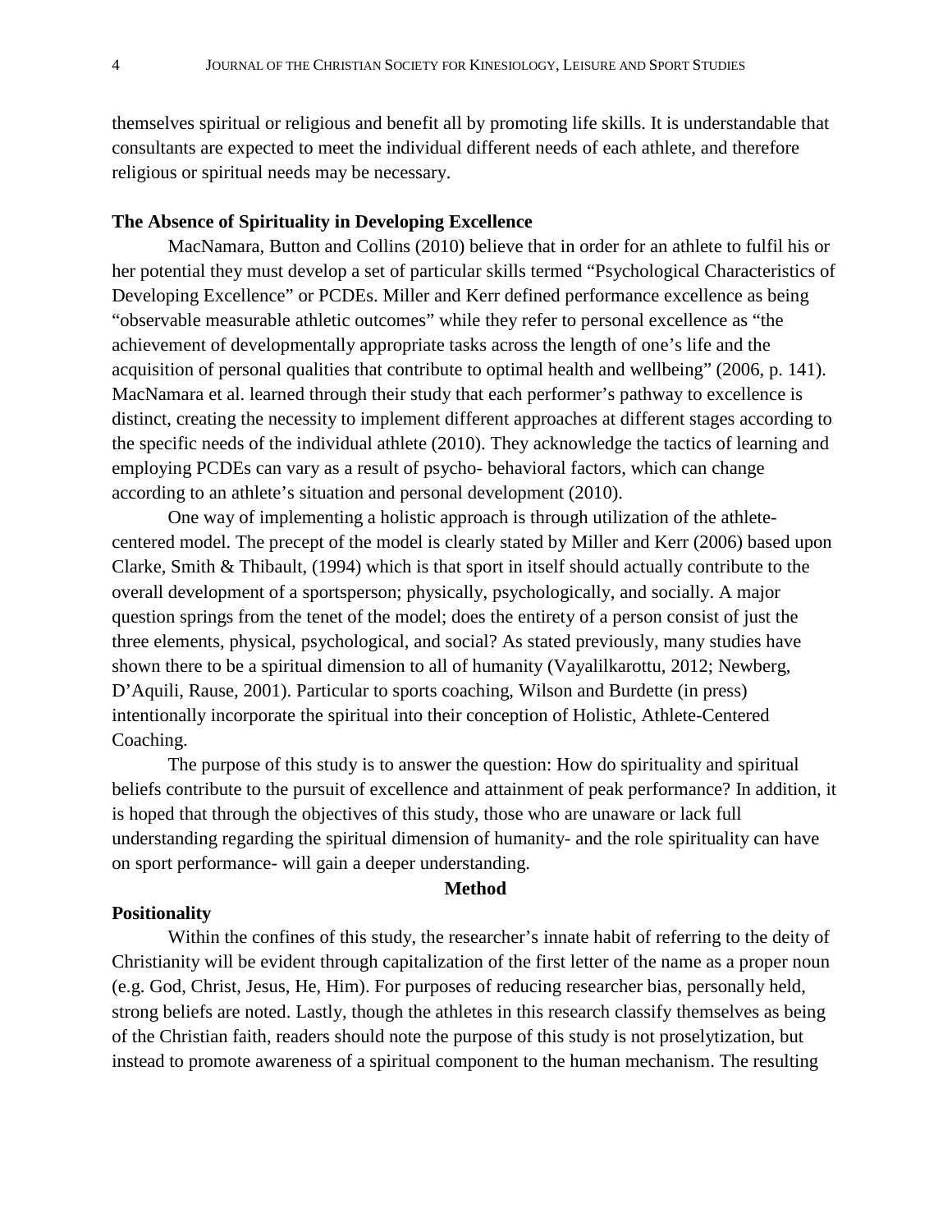themselves spiritual or religious and benefit all by promoting life skills. It is understandable that consultants are expected to meet the individual different needs of each athlete, and therefore religious or spiritual needs may be necessary.

### The Absence of Spirituality in Developing Excellence

MacNamara, Button and Collins (2010) believe that in order for an athlete to fulfil his or her potential they must develop a set of particular skills termed "Psychological Characteristics of Developing Excellence" or PCDEs. Miller and Kerr defined performance excellence as being "observable measurable athletic outcomes" while they refer to personal excellence as "the achievement of developmentally appropriate tasks across the length of one's life and the acquisition of personal qualities that contribute to optimal health and wellbeing" (2006, p. 141). MacNamara et al. learned through their study that each performer's pathway to excellence is distinct, creating the necessity to implement different approaches at different stages according to the specific needs of the individual athlete (2010). They acknowledge the tactics of learning and employing PCDEs can vary as a result of psycho- behavioral factors, which can change according to an athlete's situation and personal development (2010).

One way of implementing a holistic approach is through utilization of the athlete-centered model. The precept of the model is clearly stated by Miller and Kerr (2006) based upon Clarke, Smith & Thibault, (1994) which is that sport in itself should actually contribute to the overall development of a sportsperson; physically, psychologically, and socially. A major question springs from the tenet of the model; does the entirety of a person consist of just the three elements, physical, psychological, and social? As stated previously, many studies have shown there to be a spiritual dimension to all of humanity (Vayalilkarottu, 2012; Newberg, D'Aquili, Rause, 2001). Particular to sports coaching, Wilson and Burdette (in press) intentionally incorporate the spiritual into their conception of Holistic, Athlete-Centered Coaching.

The purpose of this study is to answer the question: How do spirituality and spiritual beliefs contribute to the pursuit of excellence and attainment of peak performance? In addition, it is hoped that through the objectives of this study, those who are unaware or lack full understanding regarding the spiritual dimension of humanity- and the role spirituality can have on sport performance- will gain a deeper understanding.

## Method

### Positionality

Within the confines of this study, the researcher's innate habit of referring to the deity of Christianity will be evident through capitalization of the first letter of the name as a proper noun (e.g. God, Christ, Jesus, He, Him). For purposes of reducing researcher bias, personally held, strong beliefs are noted. Lastly, though the athletes in this research classify themselves as being of the Christian faith, readers should note the purpose of this study is not proselytization, but instead to promote awareness of a spiritual component to the human mechanism. The resulting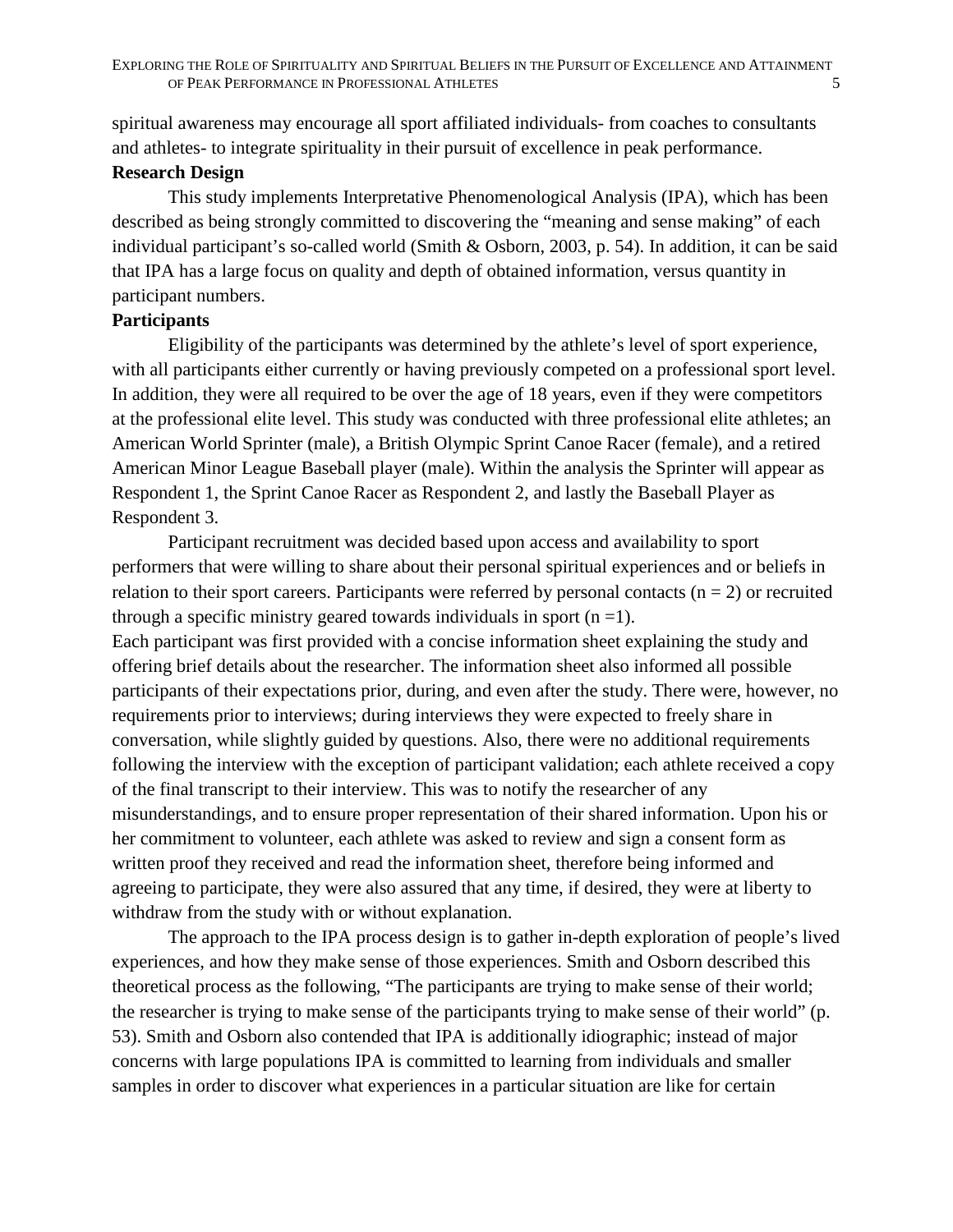spiritual awareness may encourage all sport affiliated individuals- from coaches to consultants and athletes- to integrate spirituality in their pursuit of excellence in peak performance.

**Research Design**

This study implements Interpretative Phenomenological Analysis (IPA), which has been described as being strongly committed to discovering the "meaning and sense making" of each individual participant's so-called world (Smith & Osborn, 2003, p. 54). In addition, it can be said that IPA has a large focus on quality and depth of obtained information, versus quantity in participant numbers.

**Participants**

Eligibility of the participants was determined by the athlete's level of sport experience, with all participants either currently or having previously competed on a professional sport level. In addition, they were all required to be over the age of 18 years, even if they were competitors at the professional elite level. This study was conducted with three professional elite athletes; an American World Sprinter (male), a British Olympic Sprint Canoe Racer (female), and a retired American Minor League Baseball player (male). Within the analysis the Sprinter will appear as Respondent 1, the Sprint Canoe Racer as Respondent 2, and lastly the Baseball Player as Respondent 3.

Participant recruitment was decided based upon access and availability to sport performers that were willing to share about their personal spiritual experiences and or beliefs in relation to their sport careers. Participants were referred by personal contacts ($n = 2$) or recruited through a specific ministry geared towards individuals in sport ($n = 1$).

Each participant was first provided with a concise information sheet explaining the study and offering brief details about the researcher. The information sheet also informed all possible participants of their expectations prior, during, and even after the study. There were, however, no requirements prior to interviews; during interviews they were expected to freely share in conversation, while slightly guided by questions. Also, there were no additional requirements following the interview with the exception of participant validation; each athlete received a copy of the final transcript to their interview. This was to notify the researcher of any misunderstandings, and to ensure proper representation of their shared information. Upon his or her commitment to volunteer, each athlete was asked to review and sign a consent form as written proof they received and read the information sheet, therefore being informed and agreeing to participate, they were also assured that any time, if desired, they were at liberty to withdraw from the study with or without explanation.

The approach to the IPA process design is to gather in-depth exploration of people's lived experiences, and how they make sense of those experiences. Smith and Osborn described this theoretical process as the following, "The participants are trying to make sense of their world; the researcher is trying to make sense of the participants trying to make sense of their world" (p. 53). Smith and Osborn also contended that IPA is additionally idiographic; instead of major concerns with large populations IPA is committed to learning from individuals and smaller samples in order to discover what experiences in a particular situation are like for certain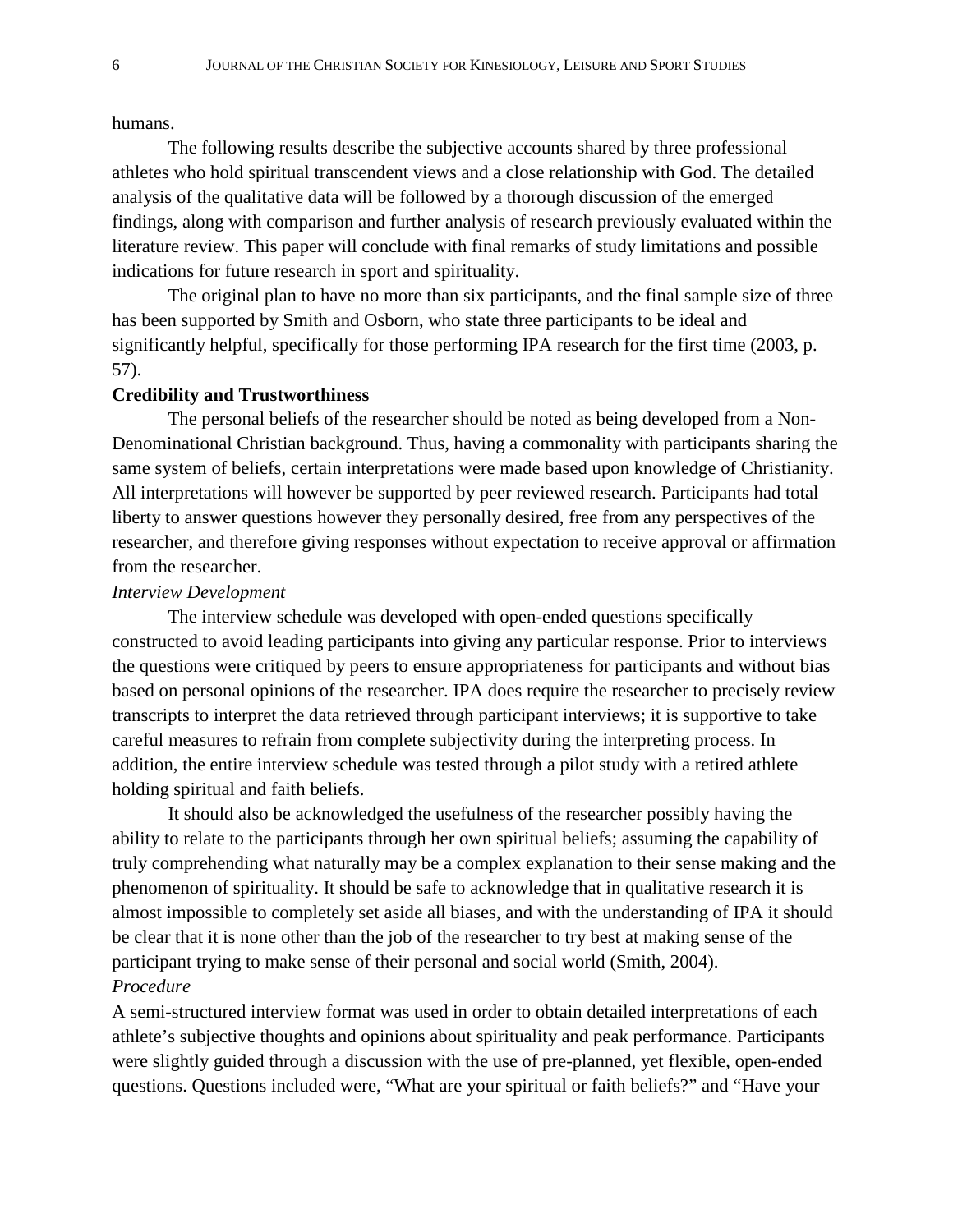humans.

The following results describe the subjective accounts shared by three professional athletes who hold spiritual transcendent views and a close relationship with God. The detailed analysis of the qualitative data will be followed by a thorough discussion of the emerged findings, along with comparison and further analysis of research previously evaluated within the literature review. This paper will conclude with final remarks of study limitations and possible indications for future research in sport and spirituality.

The original plan to have no more than six participants, and the final sample size of three has been supported by Smith and Osborn, who state three participants to be ideal and significantly helpful, specifically for those performing IPA research for the first time (2003, p. 57).

**Credibility and Trustworthiness**

The personal beliefs of the researcher should be noted as being developed from a Non-Denominational Christian background. Thus, having a commonality with participants sharing the same system of beliefs, certain interpretations were made based upon knowledge of Christianity. All interpretations will however be supported by peer reviewed research. Participants had total liberty to answer questions however they personally desired, free from any perspectives of the researcher, and therefore giving responses without expectation to receive approval or affirmation from the researcher.

*Interview Development*

The interview schedule was developed with open-ended questions specifically constructed to avoid leading participants into giving any particular response. Prior to interviews the questions were critiqued by peers to ensure appropriateness for participants and without bias based on personal opinions of the researcher. IPA does require the researcher to precisely review transcripts to interpret the data retrieved through participant interviews; it is supportive to take careful measures to refrain from complete subjectivity during the interpreting process. In addition, the entire interview schedule was tested through a pilot study with a retired athlete holding spiritual and faith beliefs.

It should also be acknowledged the usefulness of the researcher possibly having the ability to relate to the participants through her own spiritual beliefs; assuming the capability of truly comprehending what naturally may be a complex explanation to their sense making and the phenomenon of spirituality. It should be safe to acknowledge that in qualitative research it is almost impossible to completely set aside all biases, and with the understanding of IPA it should be clear that it is none other than the job of the researcher to try best at making sense of the participant trying to make sense of their personal and social world (Smith, 2004).

*Procedure*

A semi-structured interview format was used in order to obtain detailed interpretations of each athlete's subjective thoughts and opinions about spirituality and peak performance. Participants were slightly guided through a discussion with the use of pre-planned, yet flexible, open-ended questions. Questions included were, "What are your spiritual or faith beliefs?" and "Have your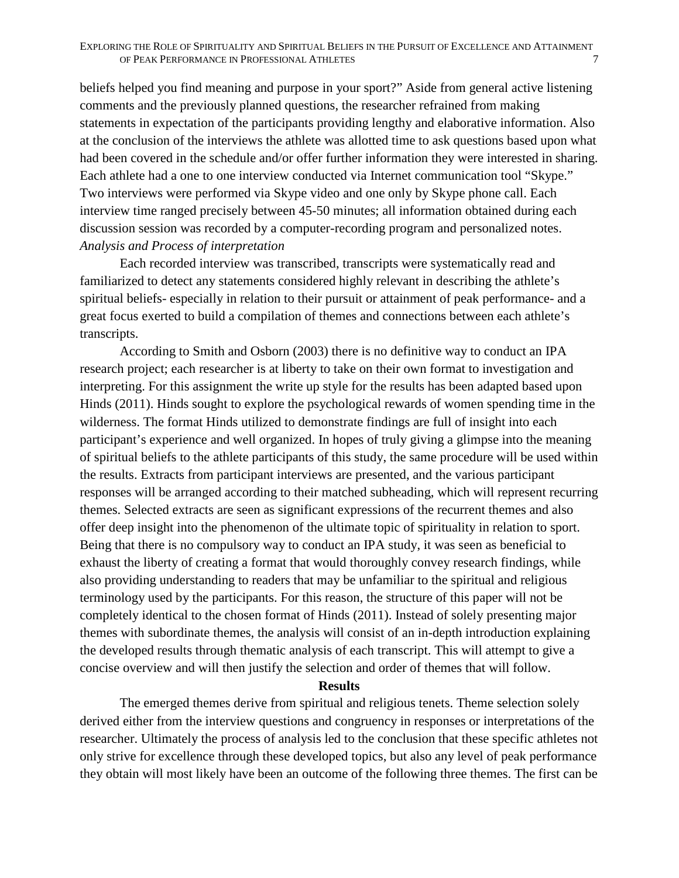beliefs helped you find meaning and purpose in your sport?" Aside from general active listening comments and the previously planned questions, the researcher refrained from making statements in expectation of the participants providing lengthy and elaborative information. Also at the conclusion of the interviews the athlete was allotted time to ask questions based upon what had been covered in the schedule and/or offer further information they were interested in sharing. Each athlete had a one to one interview conducted via Internet communication tool "Skype." Two interviews were performed via Skype video and one only by Skype phone call. Each interview time ranged precisely between 45-50 minutes; all information obtained during each discussion session was recorded by a computer-recording program and personalized notes.

*Analysis and Process of interpretation*

Each recorded interview was transcribed, transcripts were systematically read and familiarized to detect any statements considered highly relevant in describing the athlete's spiritual beliefs- especially in relation to their pursuit or attainment of peak performance- and a great focus exerted to build a compilation of themes and connections between each athlete's transcripts.

According to Smith and Osborn (2003) there is no definitive way to conduct an IPA research project; each researcher is at liberty to take on their own format to investigation and interpreting. For this assignment the write up style for the results has been adapted based upon Hinds (2011). Hinds sought to explore the psychological rewards of women spending time in the wilderness. The format Hinds utilized to demonstrate findings are full of insight into each participant's experience and well organized. In hopes of truly giving a glimpse into the meaning of spiritual beliefs to the athlete participants of this study, the same procedure will be used within the results. Extracts from participant interviews are presented, and the various participant responses will be arranged according to their matched subheading, which will represent recurring themes. Selected extracts are seen as significant expressions of the recurrent themes and also offer deep insight into the phenomenon of the ultimate topic of spirituality in relation to sport. Being that there is no compulsory way to conduct an IPA study, it was seen as beneficial to exhaust the liberty of creating a format that would thoroughly convey research findings, while also providing understanding to readers that may be unfamiliar to the spiritual and religious terminology used by the participants. For this reason, the structure of this paper will not be completely identical to the chosen format of Hinds (2011). Instead of solely presenting major themes with subordinate themes, the analysis will consist of an in-depth introduction explaining the developed results through thematic analysis of each transcript. This will attempt to give a concise overview and will then justify the selection and order of themes that will follow.

## Results

The emerged themes derive from spiritual and religious tenets. Theme selection solely derived either from the interview questions and congruency in responses or interpretations of the researcher. Ultimately the process of analysis led to the conclusion that these specific athletes not only strive for excellence through these developed topics, but also any level of peak performance they obtain will most likely have been an outcome of the following three themes. The first can be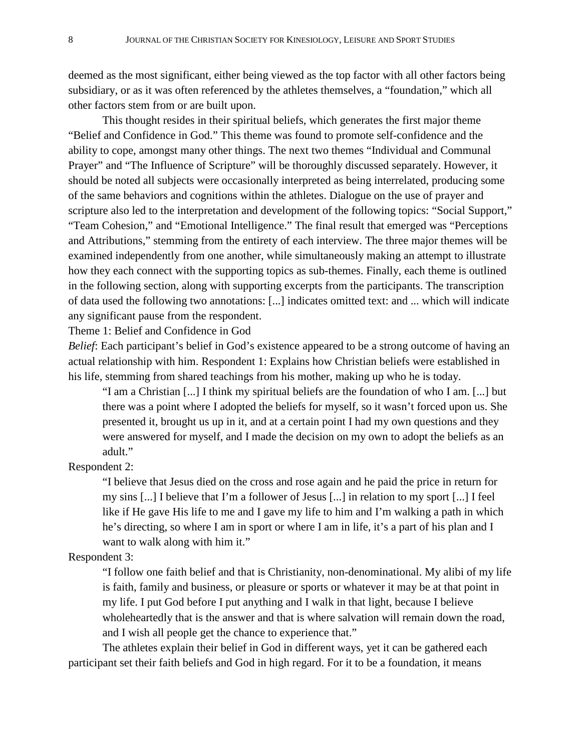deemed as the most significant, either being viewed as the top factor with all other factors being subsidiary, or as it was often referenced by the athletes themselves, a "foundation," which all other factors stem from or are built upon.

This thought resides in their spiritual beliefs, which generates the first major theme "Belief and Confidence in God." This theme was found to promote self-confidence and the ability to cope, amongst many other things. The next two themes "Individual and Communal Prayer" and "The Influence of Scripture" will be thoroughly discussed separately. However, it should be noted all subjects were occasionally interpreted as being interrelated, producing some of the same behaviors and cognitions within the athletes. Dialogue on the use of prayer and scripture also led to the interpretation and development of the following topics: "Social Support," "Team Cohesion," and "Emotional Intelligence." The final result that emerged was "Perceptions and Attributions," stemming from the entirety of each interview. The three major themes will be examined independently from one another, while simultaneously making an attempt to illustrate how they each connect with the supporting topics as sub-themes. Finally, each theme is outlined in the following section, along with supporting excerpts from the participants. The transcription of data used the following two annotations: [...] indicates omitted text: and ... which will indicate any significant pause from the respondent.

Theme 1: Belief and Confidence in God

*Belief*: Each participant's belief in God's existence appeared to be a strong outcome of having an actual relationship with him. Respondent 1: Explains how Christian beliefs were established in his life, stemming from shared teachings from his mother, making up who he is today.

> "I am a Christian [...] I think my spiritual beliefs are the foundation of who I am. [...] but there was a point where I adopted the beliefs for myself, so it wasn't forced upon us. She presented it, brought us up in it, and at a certain point I had my own questions and they were answered for myself, and I made the decision on my own to adopt the beliefs as an adult."

Respondent 2:

> "I believe that Jesus died on the cross and rose again and he paid the price in return for my sins [...] I believe that I'm a follower of Jesus [...] in relation to my sport [...] I feel like if He gave His life to me and I gave my life to him and I'm walking a path in which he's directing, so where I am in sport or where I am in life, it's a part of his plan and I want to walk along with him it."

Respondent 3:

> "I follow one faith belief and that is Christianity, non-denominational. My alibi of my life is faith, family and business, or pleasure or sports or whatever it may be at that point in my life. I put God before I put anything and I walk in that light, because I believe wholeheartedly that is the answer and that is where salvation will remain down the road, and I wish all people get the chance to experience that."

The athletes explain their belief in God in different ways, yet it can be gathered each participant set their faith beliefs and God in high regard. For it to be a foundation, it means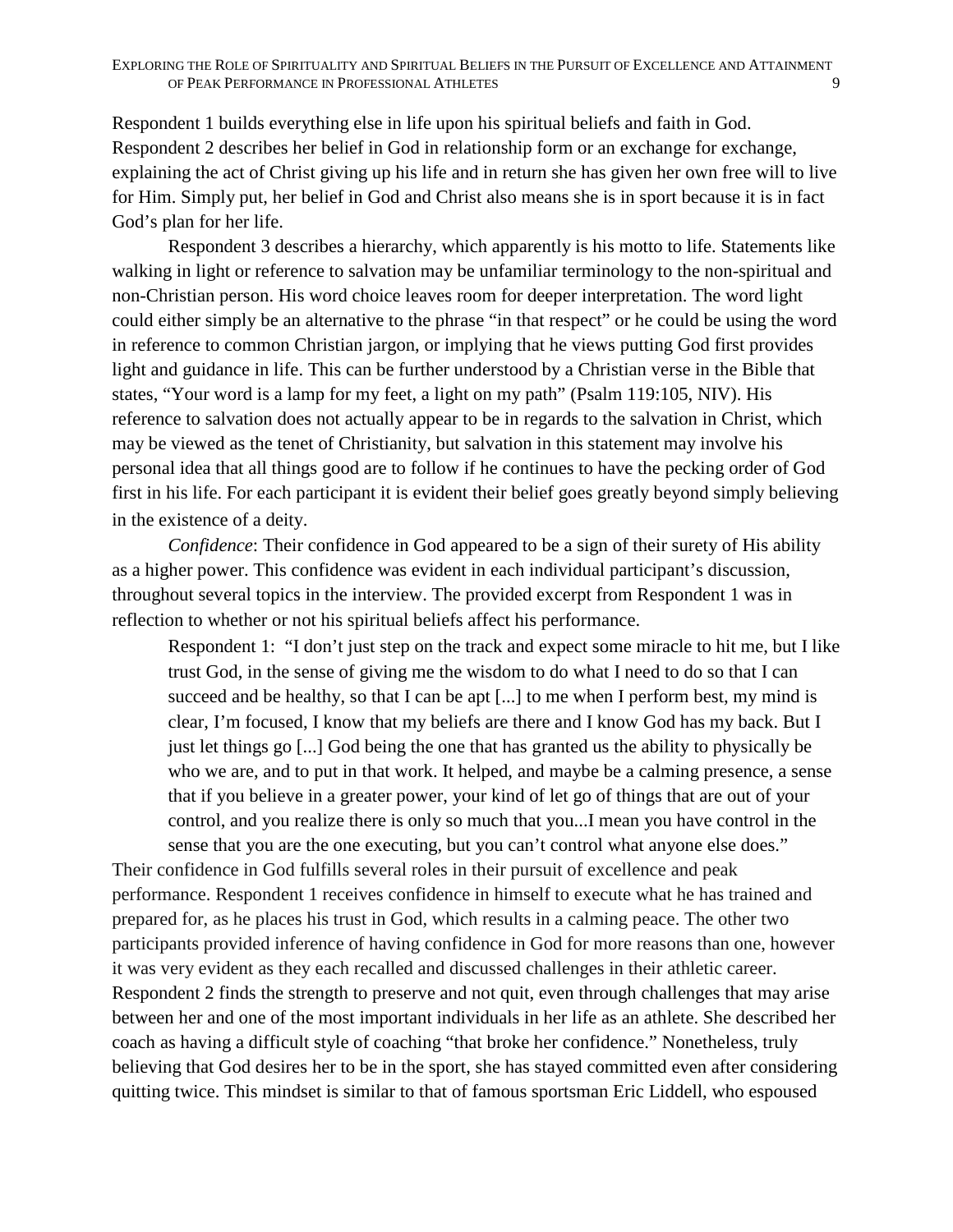Respondent 1 builds everything else in life upon his spiritual beliefs and faith in God. Respondent 2 describes her belief in God in relationship form or an exchange for exchange, explaining the act of Christ giving up his life and in return she has given her own free will to live for Him. Simply put, her belief in God and Christ also means she is in sport because it is in fact God's plan for her life.

Respondent 3 describes a hierarchy, which apparently is his motto to life. Statements like walking in light or reference to salvation may be unfamiliar terminology to the non-spiritual and non-Christian person. His word choice leaves room for deeper interpretation. The word light could either simply be an alternative to the phrase "in that respect" or he could be using the word in reference to common Christian jargon, or implying that he views putting God first provides light and guidance in life. This can be further understood by a Christian verse in the Bible that states, "Your word is a lamp for my feet, a light on my path" (Psalm 119:105, NIV). His reference to salvation does not actually appear to be in regards to the salvation in Christ, which may be viewed as the tenet of Christianity, but salvation in this statement may involve his personal idea that all things good are to follow if he continues to have the pecking order of God first in his life. For each participant it is evident their belief goes greatly beyond simply believing in the existence of a deity.

*Confidence*: Their confidence in God appeared to be a sign of their surety of His ability as a higher power. This confidence was evident in each individual participant's discussion, throughout several topics in the interview. The provided excerpt from Respondent 1 was in reflection to whether or not his spiritual beliefs affect his performance.

> Respondent 1: "I don't just step on the track and expect some miracle to hit me, but I like trust God, in the sense of giving me the wisdom to do what I need to do so that I can succeed and be healthy, so that I can be apt [...] to me when I perform best, my mind is clear, I'm focused, I know that my beliefs are there and I know God has my back. But I just let things go [...] God being the one that has granted us the ability to physically be who we are, and to put in that work. It helped, and maybe be a calming presence, a sense that if you believe in a greater power, your kind of let go of things that are out of your control, and you realize there is only so much that you...I mean you have control in the sense that you are the one executing, but you can't control what anyone else does."

Their confidence in God fulfills several roles in their pursuit of excellence and peak performance. Respondent 1 receives confidence in himself to execute what he has trained and prepared for, as he places his trust in God, which results in a calming peace. The other two participants provided inference of having confidence in God for more reasons than one, however it was very evident as they each recalled and discussed challenges in their athletic career. Respondent 2 finds the strength to preserve and not quit, even through challenges that may arise between her and one of the most important individuals in her life as an athlete. She described her coach as having a difficult style of coaching "that broke her confidence." Nonetheless, truly believing that God desires her to be in the sport, she has stayed committed even after considering quitting twice. This mindset is similar to that of famous sportsman Eric Liddell, who espoused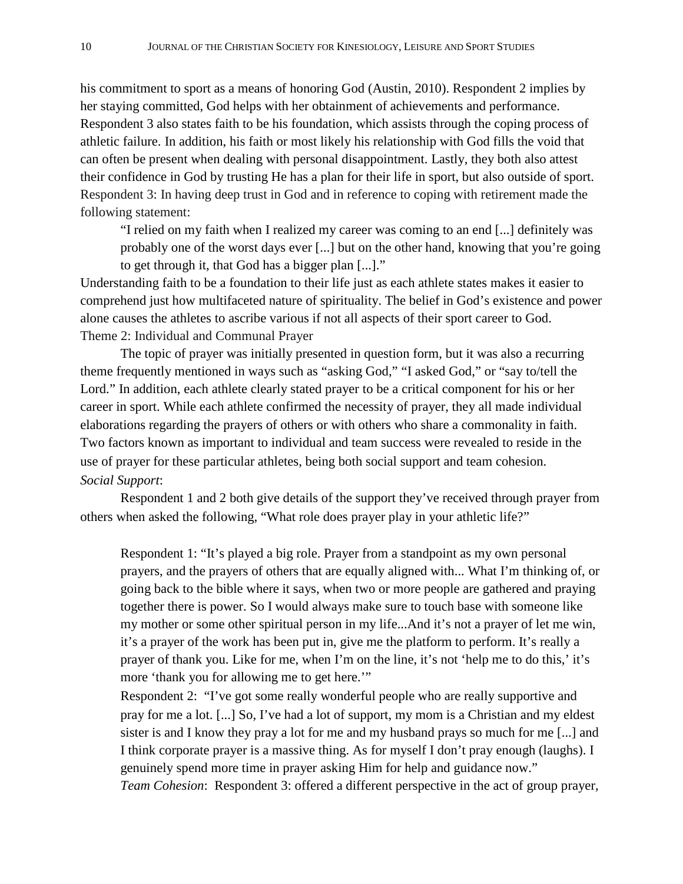his commitment to sport as a means of honoring God (Austin, 2010). Respondent 2 implies by her staying committed, God helps with her obtainment of achievements and performance. Respondent 3 also states faith to be his foundation, which assists through the coping process of athletic failure. In addition, his faith or most likely his relationship with God fills the void that can often be present when dealing with personal disappointment. Lastly, they both also attest their confidence in God by trusting He has a plan for their life in sport, but also outside of sport. Respondent 3: In having deep trust in God and in reference to coping with retirement made the following statement:

> "I relied on my faith when I realized my career was coming to an end [...] definitely was probably one of the worst days ever [...] but on the other hand, knowing that you're going to get through it, that God has a bigger plan [...]."

Understanding faith to be a foundation to their life just as each athlete states makes it easier to comprehend just how multifaceted nature of spirituality. The belief in God's existence and power alone causes the athletes to ascribe various if not all aspects of their sport career to God.

Theme 2: Individual and Communal Prayer

The topic of prayer was initially presented in question form, but it was also a recurring theme frequently mentioned in ways such as "asking God," "I asked God," or "say to/tell the Lord." In addition, each athlete clearly stated prayer to be a critical component for his or her career in sport. While each athlete confirmed the necessity of prayer, they all made individual elaborations regarding the prayers of others or with others who share a commonality in faith. Two factors known as important to individual and team success were revealed to reside in the use of prayer for these particular athletes, being both social support and team cohesion.

*Social Support*:

Respondent 1 and 2 both give details of the support they've received through prayer from others when asked the following, "What role does prayer play in your athletic life?"

> Respondent 1: "It's played a big role. Prayer from a standpoint as my own personal prayers, and the prayers of others that are equally aligned with... What I'm thinking of, or going back to the bible where it says, when two or more people are gathered and praying together there is power. So I would always make sure to touch base with someone like my mother or some other spiritual person in my life...And it's not a prayer of let me win, it's a prayer of the work has been put in, give me the platform to perform. It's really a prayer of thank you. Like for me, when I'm on the line, it's not 'help me to do this,' it's more 'thank you for allowing me to get here.'"
>
> Respondent 2: "I've got some really wonderful people who are really supportive and pray for me a lot. [...] So, I've had a lot of support, my mom is a Christian and my eldest sister is and I know they pray a lot for me and my husband prays so much for me [...] and I think corporate prayer is a massive thing. As for myself I don't pray enough (laughs). I genuinely spend more time in prayer asking Him for help and guidance now."

*Team Cohesion*: Respondent 3: offered a different perspective in the act of group prayer,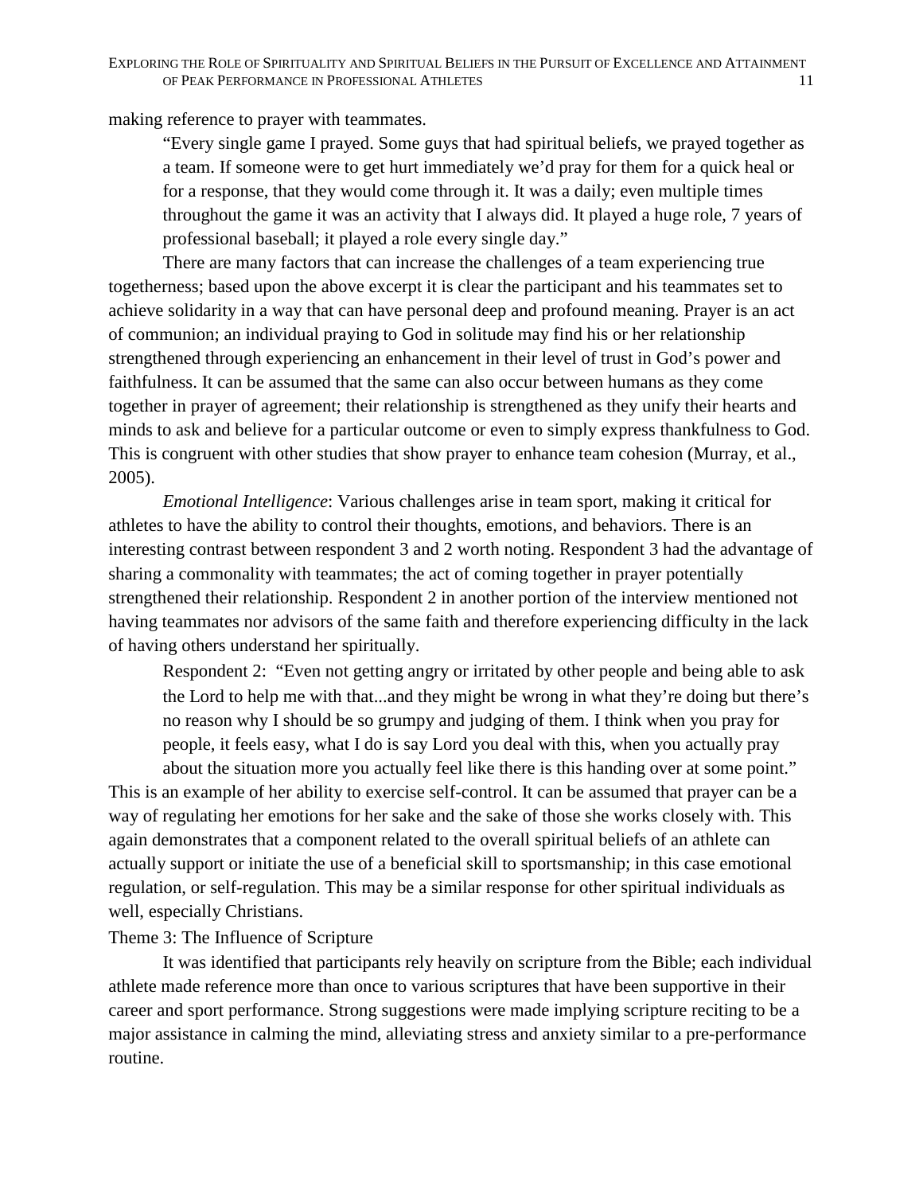making reference to prayer with teammates.

> "Every single game I prayed. Some guys that had spiritual beliefs, we prayed together as a team. If someone were to get hurt immediately we'd pray for them for a quick heal or for a response, that they would come through it. It was a daily; even multiple times throughout the game it was an activity that I always did. It played a huge role, 7 years of professional baseball; it played a role every single day."

There are many factors that can increase the challenges of a team experiencing true togetherness; based upon the above excerpt it is clear the participant and his teammates set to achieve solidarity in a way that can have personal deep and profound meaning. Prayer is an act of communion; an individual praying to God in solitude may find his or her relationship strengthened through experiencing an enhancement in their level of trust in God's power and faithfulness. It can be assumed that the same can also occur between humans as they come together in prayer of agreement; their relationship is strengthened as they unify their hearts and minds to ask and believe for a particular outcome or even to simply express thankfulness to God. This is congruent with other studies that show prayer to enhance team cohesion (Murray, et al., 2005).

*Emotional Intelligence*: Various challenges arise in team sport, making it critical for athletes to have the ability to control their thoughts, emotions, and behaviors. There is an interesting contrast between respondent 3 and 2 worth noting. Respondent 3 had the advantage of sharing a commonality with teammates; the act of coming together in prayer potentially strengthened their relationship. Respondent 2 in another portion of the interview mentioned not having teammates nor advisors of the same faith and therefore experiencing difficulty in the lack of having others understand her spiritually.

> Respondent 2: "Even not getting angry or irritated by other people and being able to ask the Lord to help me with that...and they might be wrong in what they're doing but there's no reason why I should be so grumpy and judging of them. I think when you pray for people, it feels easy, what I do is say Lord you deal with this, when you actually pray about the situation more you actually feel like there is this handing over at some point."

This is an example of her ability to exercise self-control. It can be assumed that prayer can be a way of regulating her emotions for her sake and the sake of those she works closely with. This again demonstrates that a component related to the overall spiritual beliefs of an athlete can actually support or initiate the use of a beneficial skill to sportsmanship; in this case emotional regulation, or self-regulation. This may be a similar response for other spiritual individuals as well, especially Christians.

Theme 3: The Influence of Scripture

It was identified that participants rely heavily on scripture from the Bible; each individual athlete made reference more than once to various scriptures that have been supportive in their career and sport performance. Strong suggestions were made implying scripture reciting to be a major assistance in calming the mind, alleviating stress and anxiety similar to a pre-performance routine.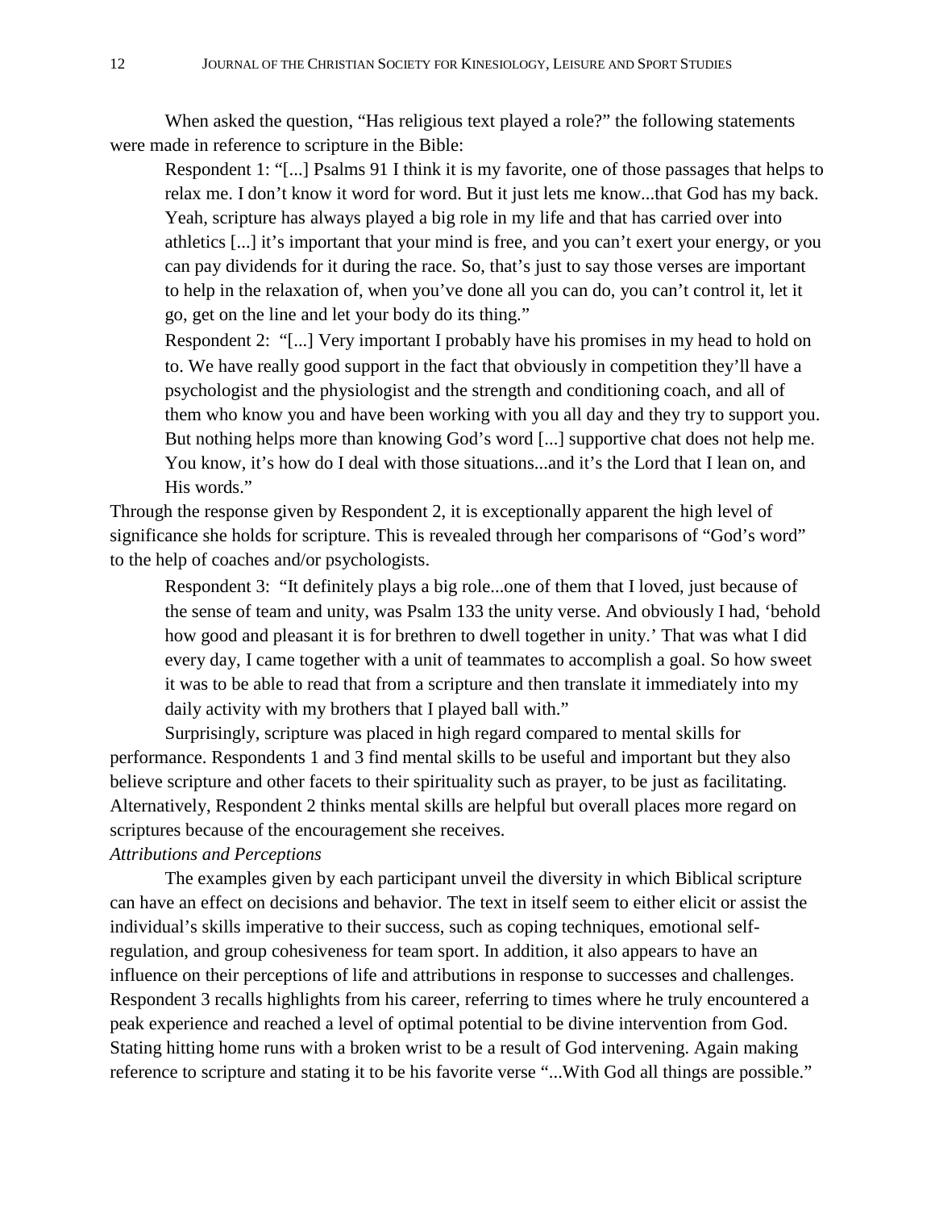When asked the question, “Has religious text played a role?” the following statements were made in reference to scripture in the Bible:

> Respondent 1: “[...] Psalms 91 I think it is my favorite, one of those passages that helps to relax me. I don’t know it word for word. But it just lets me know...that God has my back. Yeah, scripture has always played a big role in my life and that has carried over into athletics [...] it’s important that your mind is free, and you can’t exert your energy, or you can pay dividends for it during the race. So, that’s just to say those verses are important to help in the relaxation of, when you’ve done all you can do, you can’t control it, let it go, get on the line and let your body do its thing.”
>
> Respondent 2: “[...] Very important I probably have his promises in my head to hold on to. We have really good support in the fact that obviously in competition they’ll have a psychologist and the physiologist and the strength and conditioning coach, and all of them who know you and have been working with you all day and they try to support you. But nothing helps more than knowing God’s word [...] supportive chat does not help me. You know, it’s how do I deal with those situations...and it’s the Lord that I lean on, and His words.”

Through the response given by Respondent 2, it is exceptionally apparent the high level of significance she holds for scripture. This is revealed through her comparisons of “God’s word” to the help of coaches and/or psychologists.

> Respondent 3: “It definitely plays a big role...one of them that I loved, just because of the sense of team and unity, was Psalm 133 the unity verse. And obviously I had, ‘behold how good and pleasant it is for brethren to dwell together in unity.’ That was what I did every day, I came together with a unit of teammates to accomplish a goal. So how sweet it was to be able to read that from a scripture and then translate it immediately into my daily activity with my brothers that I played ball with.”

Surprisingly, scripture was placed in high regard compared to mental skills for performance. Respondents 1 and 3 find mental skills to be useful and important but they also believe scripture and other facets to their spirituality such as prayer, to be just as facilitating. Alternatively, Respondent 2 thinks mental skills are helpful but overall places more regard on scriptures because of the encouragement she receives.

*Attributions and Perceptions*

The examples given by each participant unveil the diversity in which Biblical scripture can have an effect on decisions and behavior. The text in itself seem to either elicit or assist the individual’s skills imperative to their success, such as coping techniques, emotional self-regulation, and group cohesiveness for team sport. In addition, it also appears to have an influence on their perceptions of life and attributions in response to successes and challenges. Respondent 3 recalls highlights from his career, referring to times where he truly encountered a peak experience and reached a level of optimal potential to be divine intervention from God. Stating hitting home runs with a broken wrist to be a result of God intervening. Again making reference to scripture and stating it to be his favorite verse “...With God all things are possible.”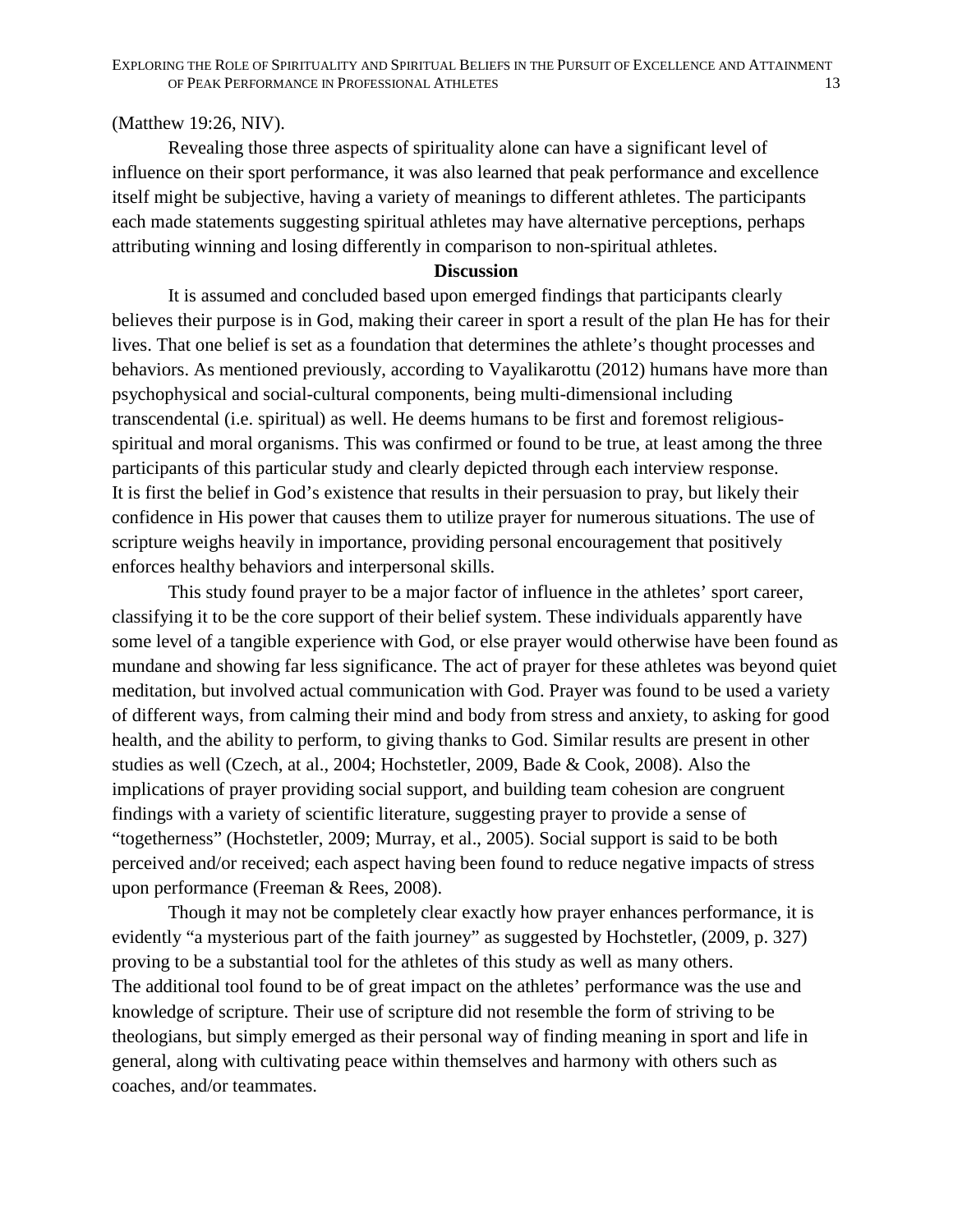(Matthew 19:26, NIV).

Revealing those three aspects of spirituality alone can have a significant level of influence on their sport performance, it was also learned that peak performance and excellence itself might be subjective, having a variety of meanings to different athletes. The participants each made statements suggesting spiritual athletes may have alternative perceptions, perhaps attributing winning and losing differently in comparison to non-spiritual athletes.

## Discussion

It is assumed and concluded based upon emerged findings that participants clearly believes their purpose is in God, making their career in sport a result of the plan He has for their lives. That one belief is set as a foundation that determines the athlete's thought processes and behaviors. As mentioned previously, according to Vayalikarottu (2012) humans have more than psychophysical and social-cultural components, being multi-dimensional including transcendental (i.e. spiritual) as well. He deems humans to be first and foremost religious-spiritual and moral organisms. This was confirmed or found to be true, at least among the three participants of this particular study and clearly depicted through each interview response. It is first the belief in God's existence that results in their persuasion to pray, but likely their confidence in His power that causes them to utilize prayer for numerous situations. The use of scripture weighs heavily in importance, providing personal encouragement that positively enforces healthy behaviors and interpersonal skills.

This study found prayer to be a major factor of influence in the athletes' sport career, classifying it to be the core support of their belief system. These individuals apparently have some level of a tangible experience with God, or else prayer would otherwise have been found as mundane and showing far less significance. The act of prayer for these athletes was beyond quiet meditation, but involved actual communication with God. Prayer was found to be used a variety of different ways, from calming their mind and body from stress and anxiety, to asking for good health, and the ability to perform, to giving thanks to God. Similar results are present in other studies as well (Czech, at al., 2004; Hochstetler, 2009, Bade & Cook, 2008). Also the implications of prayer providing social support, and building team cohesion are congruent findings with a variety of scientific literature, suggesting prayer to provide a sense of "togetherness" (Hochstetler, 2009; Murray, et al., 2005). Social support is said to be both perceived and/or received; each aspect having been found to reduce negative impacts of stress upon performance (Freeman & Rees, 2008).

Though it may not be completely clear exactly how prayer enhances performance, it is evidently "a mysterious part of the faith journey" as suggested by Hochstetler, (2009, p. 327) proving to be a substantial tool for the athletes of this study as well as many others. The additional tool found to be of great impact on the athletes' performance was the use and knowledge of scripture. Their use of scripture did not resemble the form of striving to be theologians, but simply emerged as their personal way of finding meaning in sport and life in general, along with cultivating peace within themselves and harmony with others such as coaches, and/or teammates.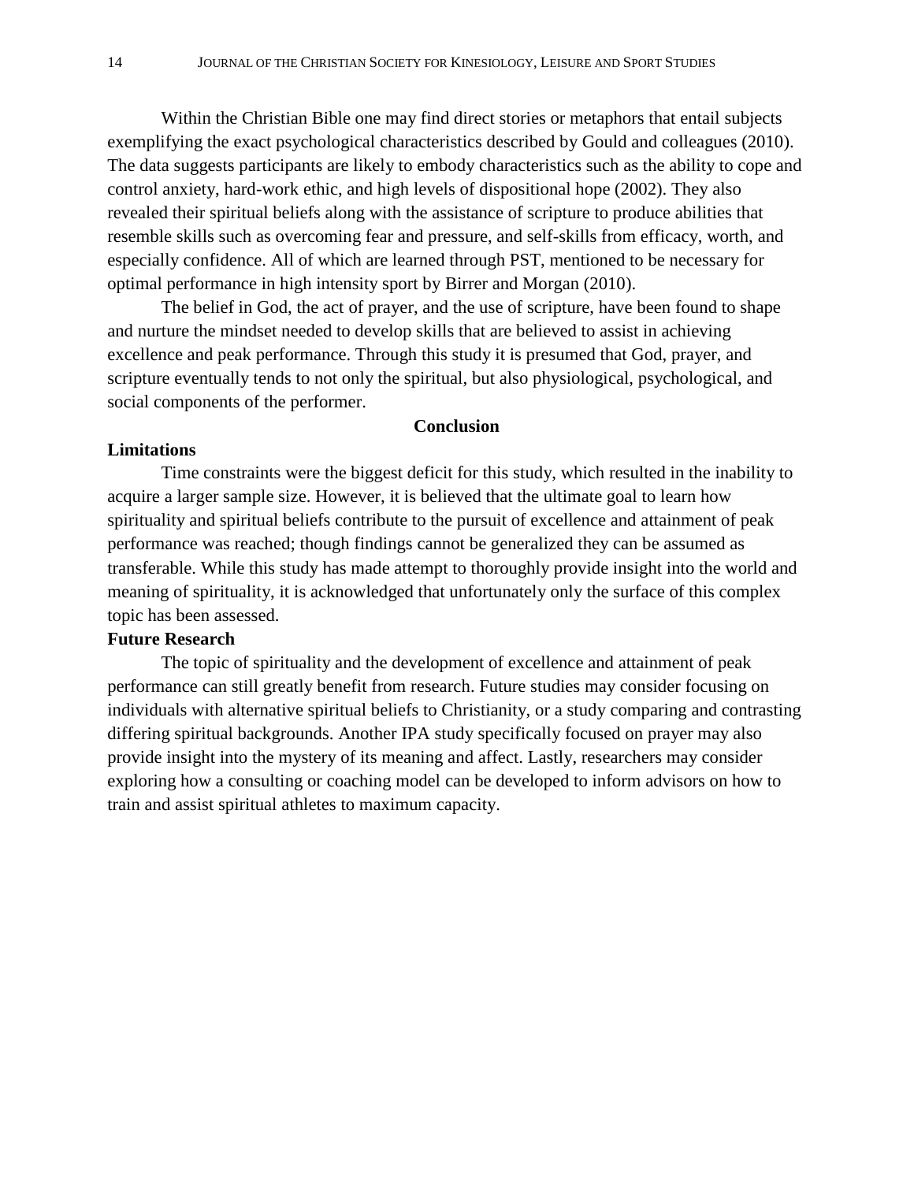Within the Christian Bible one may find direct stories or metaphors that entail subjects exemplifying the exact psychological characteristics described by Gould and colleagues (2010). The data suggests participants are likely to embody characteristics such as the ability to cope and control anxiety, hard-work ethic, and high levels of dispositional hope (2002). They also revealed their spiritual beliefs along with the assistance of scripture to produce abilities that resemble skills such as overcoming fear and pressure, and self-skills from efficacy, worth, and especially confidence. All of which are learned through PST, mentioned to be necessary for optimal performance in high intensity sport by Birrer and Morgan (2010).

The belief in God, the act of prayer, and the use of scripture, have been found to shape and nurture the mindset needed to develop skills that are believed to assist in achieving excellence and peak performance. Through this study it is presumed that God, prayer, and scripture eventually tends to not only the spiritual, but also physiological, psychological, and social components of the performer.

## Conclusion

### Limitations

Time constraints were the biggest deficit for this study, which resulted in the inability to acquire a larger sample size. However, it is believed that the ultimate goal to learn how spirituality and spiritual beliefs contribute to the pursuit of excellence and attainment of peak performance was reached; though findings cannot be generalized they can be assumed as transferable. While this study has made attempt to thoroughly provide insight into the world and meaning of spirituality, it is acknowledged that unfortunately only the surface of this complex topic has been assessed.

### Future Research

The topic of spirituality and the development of excellence and attainment of peak performance can still greatly benefit from research. Future studies may consider focusing on individuals with alternative spiritual beliefs to Christianity, or a study comparing and contrasting differing spiritual backgrounds. Another IPA study specifically focused on prayer may also provide insight into the mystery of its meaning and affect. Lastly, researchers may consider exploring how a consulting or coaching model can be developed to inform advisors on how to train and assist spiritual athletes to maximum capacity.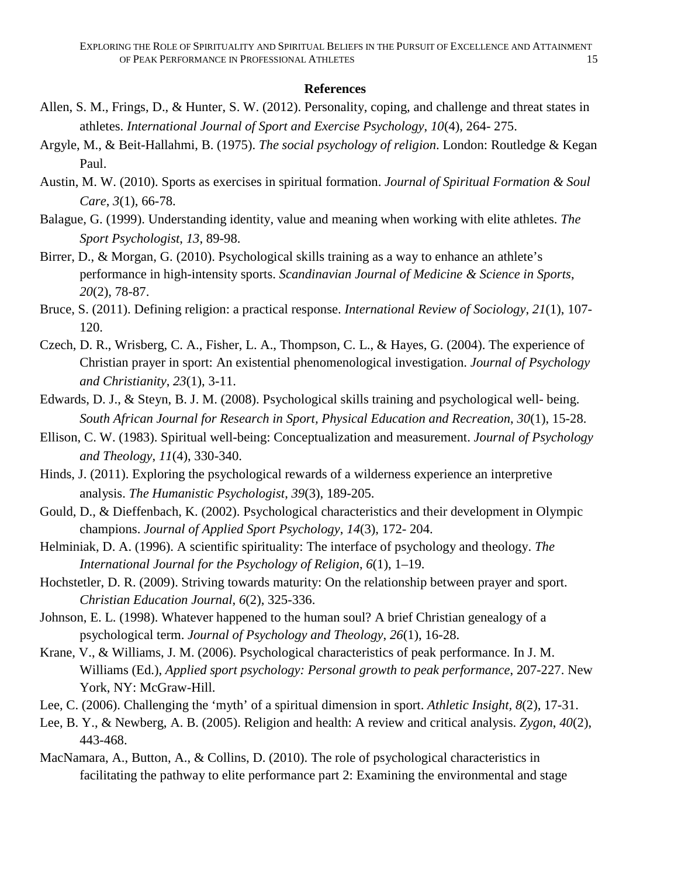## References

Allen, S. M., Frings, D., & Hunter, S. W. (2012). Personality, coping, and challenge and threat states in athletes. *International Journal of Sport and Exercise Psychology*, *10*(4), 264- 275.

Argyle, M., & Beit-Hallahmi, B. (1975). *The social psychology of religion*. London: Routledge & Kegan Paul.

Austin, M. W. (2010). Sports as exercises in spiritual formation. *Journal of Spiritual Formation & Soul Care*, *3*(1), 66-78.

Balague, G. (1999). Understanding identity, value and meaning when working with elite athletes. *The Sport Psychologist*, *13*, 89-98.

Birrer, D., & Morgan, G. (2010). Psychological skills training as a way to enhance an athlete's performance in high-intensity sports. *Scandinavian Journal of Medicine & Science in Sports*, *20*(2), 78-87.

Bruce, S. (2011). Defining religion: a practical response. *International Review of Sociology*, *21*(1), 107-120.

Czech, D. R., Wrisberg, C. A., Fisher, L. A., Thompson, C. L., & Hayes, G. (2004). The experience of Christian prayer in sport: An existential phenomenological investigation. *Journal of Psychology and Christianity*, *23*(1), 3-11.

Edwards, D. J., & Steyn, B. J. M. (2008). Psychological skills training and psychological well- being. *South African Journal for Research in Sport, Physical Education and Recreation*, *30*(1), 15-28.

Ellison, C. W. (1983). Spiritual well-being: Conceptualization and measurement. *Journal of Psychology and Theology*, *11*(4), 330-340.

Hinds, J. (2011). Exploring the psychological rewards of a wilderness experience an interpretive analysis. *The Humanistic Psychologist*, *39*(3), 189-205.

Gould, D., & Dieffenbach, K. (2002). Psychological characteristics and their development in Olympic champions. *Journal of Applied Sport Psychology*, *14*(3), 172- 204.

Helminiak, D. A. (1996). A scientific spirituality: The interface of psychology and theology. *The International Journal for the Psychology of Religion*, *6*(1), 1–19.

Hochstetler, D. R. (2009). Striving towards maturity: On the relationship between prayer and sport. *Christian Education Journal*, *6*(2), 325-336.

Johnson, E. L. (1998). Whatever happened to the human soul? A brief Christian genealogy of a psychological term. *Journal of Psychology and Theology*, *26*(1), 16-28.

Krane, V., & Williams, J. M. (2006). Psychological characteristics of peak performance. In J. M. Williams (Ed.), *Applied sport psychology: Personal growth to peak performance*, 207-227. New York, NY: McGraw-Hill.

Lee, C. (2006). Challenging the 'myth' of a spiritual dimension in sport. *Athletic Insight*, *8*(2), 17-31.

Lee, B. Y., & Newberg, A. B. (2005). Religion and health: A review and critical analysis. *Zygon*, *40*(2), 443-468.

MacNamara, A., Button, A., & Collins, D. (2010). The role of psychological characteristics in facilitating the pathway to elite performance part 2: Examining the environmental and stage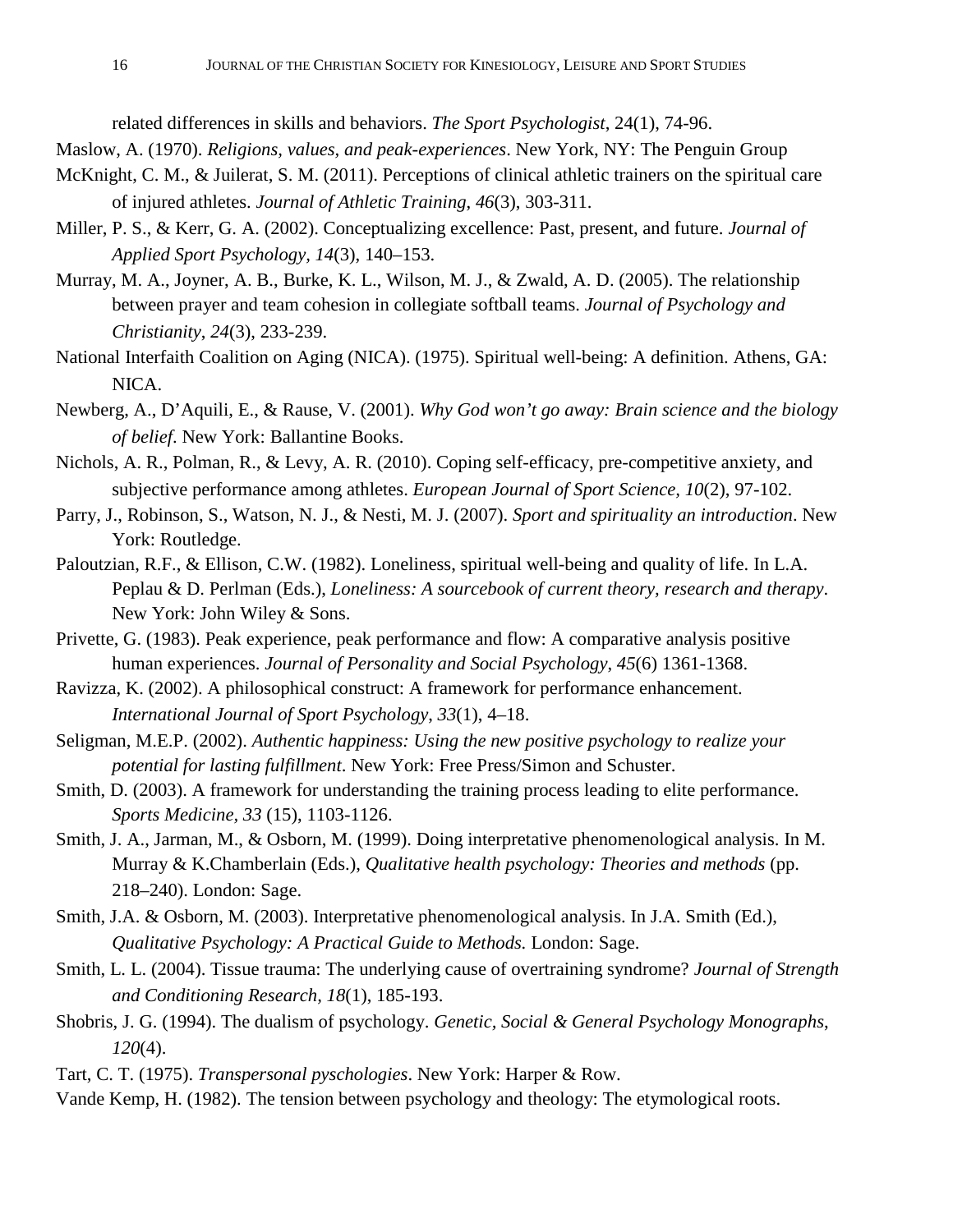related differences in skills and behaviors. *The Sport Psychologist*, 24(1), 74-96.

Maslow, A. (1970). *Religions, values, and peak-experiences*. New York, NY: The Penguin Group

McKnight, C. M., & Juilerat, S. M. (2011). Perceptions of clinical athletic trainers on the spiritual care of injured athletes. *Journal of Athletic Training*, *46*(3), 303-311.

Miller, P. S., & Kerr, G. A. (2002). Conceptualizing excellence: Past, present, and future. *Journal of Applied Sport Psychology, 14*(3), 140–153.

Murray, M. A., Joyner, A. B., Burke, K. L., Wilson, M. J., & Zwald, A. D. (2005). The relationship between prayer and team cohesion in collegiate softball teams. *Journal of Psychology and Christianity*, *24*(3), 233-239.

National Interfaith Coalition on Aging (NICA). (1975). Spiritual well-being: A definition. Athens, GA: NICA.

Newberg, A., D'Aquili, E., & Rause, V. (2001). *Why God won't go away: Brain science and the biology of belief*. New York: Ballantine Books.

Nichols, A. R., Polman, R., & Levy, A. R. (2010). Coping self-efficacy, pre-competitive anxiety, and subjective performance among athletes. *European Journal of Sport Science, 10*(2), 97-102.

Parry, J., Robinson, S., Watson, N. J., & Nesti, M. J. (2007). *Sport and spirituality an introduction*. New York: Routledge.

Paloutzian, R.F., & Ellison, C.W. (1982). Loneliness, spiritual well-being and quality of life. In L.A. Peplau & D. Perlman (Eds.), *Loneliness: A sourcebook of current theory, research and therapy*. New York: John Wiley & Sons.

Privette, G. (1983). Peak experience, peak performance and flow: A comparative analysis positive human experiences. *Journal of Personality and Social Psychology*, *45*(6) 1361-1368.

Ravizza, K. (2002). A philosophical construct: A framework for performance enhancement. *International Journal of Sport Psychology*, *33*(1), 4–18.

Seligman, M.E.P. (2002). *Authentic happiness: Using the new positive psychology to realize your potential for lasting fulfillment*. New York: Free Press/Simon and Schuster.

Smith, D. (2003). A framework for understanding the training process leading to elite performance. *Sports Medicine, 33* (15), 1103-1126.

Smith, J. A., Jarman, M., & Osborn, M. (1999). Doing interpretative phenomenological analysis. In M. Murray & K.Chamberlain (Eds.), *Qualitative health psychology: Theories and methods* (pp. 218–240). London: Sage.

Smith, J.A. & Osborn, M. (2003). Interpretative phenomenological analysis. In J.A. Smith (Ed.), *Qualitative Psychology: A Practical Guide to Methods.* London: Sage.

Smith, L. L. (2004). Tissue trauma: The underlying cause of overtraining syndrome? *Journal of Strength and Conditioning Research*, *18*(1), 185-193.

Shobris, J. G. (1994). The dualism of psychology. *Genetic, Social & General Psychology Monographs, 120*(4).

Tart, C. T. (1975). *Transpersonal pyschologies*. New York: Harper & Row.

Vande Kemp, H. (1982). The tension between psychology and theology: The etymological roots.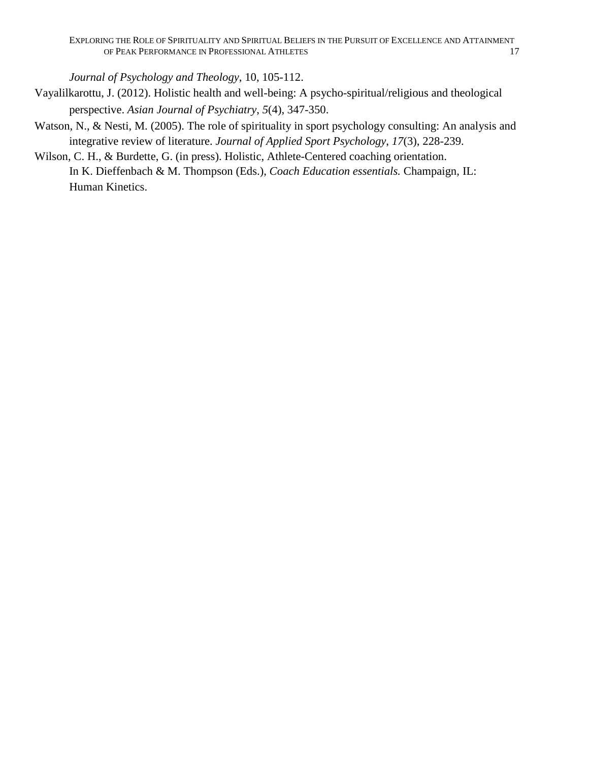*Journal of Psychology and Theology*, 10, 105-112.

Vayalilkarottu, J. (2012). Holistic health and well-being: A psycho-spiritual/religious and theological perspective. *Asian Journal of Psychiatry*, *5*(4), 347-350.

Watson, N., & Nesti, M. (2005). The role of spirituality in sport psychology consulting: An analysis and integrative review of literature. *Journal of Applied Sport Psychology*, *17*(3), 228-239.

Wilson, C. H., & Burdette, G. (in press). Holistic, Athlete-Centered coaching orientation. In K. Dieffenbach & M. Thompson (Eds.), *Coach Education essentials.* Champaign, IL: Human Kinetics.